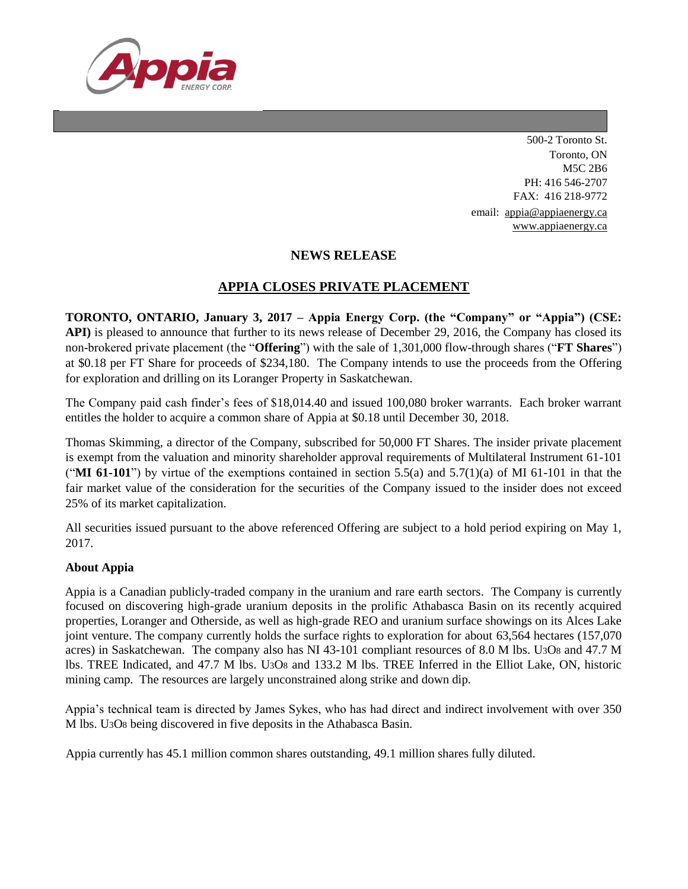500-2 Toronto St.
Toronto, ON
M5C 2B6
PH: 416 546-2707
FAX: 416 218-9772
email: appia@appiaenergy.ca
www.appiaenergy.ca

## NEWS RELEASE

## APPIA CLOSES PRIVATE PLACEMENT

**TORONTO, ONTARIO, January 3, 2017 – Appia Energy Corp. (the "Company" or "Appia") (CSE: API)** is pleased to announce that further to its news release of December 29, 2016, the Company has closed its non-brokered private placement (the "**Offering**") with the sale of 1,301,000 flow-through shares ("**FT Shares**") at $0.18 per FT Share for proceeds of $234,180. The Company intends to use the proceeds from the Offering for exploration and drilling on its Loranger Property in Saskatchewan.

The Company paid cash finder's fees of $18,014.40 and issued 100,080 broker warrants. Each broker warrant entitles the holder to acquire a common share of Appia at $0.18 until December 30, 2018.

Thomas Skimming, a director of the Company, subscribed for 50,000 FT Shares. The insider private placement is exempt from the valuation and minority shareholder approval requirements of Multilateral Instrument 61-101 ("**MI 61-101**") by virtue of the exemptions contained in section 5.5(a) and 5.7(1)(a) of MI 61-101 in that the fair market value of the consideration for the securities of the Company issued to the insider does not exceed 25% of its market capitalization.

All securities issued pursuant to the above referenced Offering are subject to a hold period expiring on May 1, 2017.

**About Appia**

Appia is a Canadian publicly-traded company in the uranium and rare earth sectors. The Company is currently focused on discovering high-grade uranium deposits in the prolific Athabasca Basin on its recently acquired properties, Loranger and Otherside, as well as high-grade REO and uranium surface showings on its Alces Lake joint venture. The company currently holds the surface rights to exploration for about 63,564 hectares (157,070 acres) in Saskatchewan. The company also has NI 43-101 compliant resources of 8.0 M lbs. $U_3O_8$ and 47.7 M lbs. TREE Indicated, and 47.7 M lbs. $U_3O_8$ and 133.2 M lbs. TREE Inferred in the Elliot Lake, ON, historic mining camp. The resources are largely unconstrained along strike and down dip.

Appia's technical team is directed by James Sykes, who has had direct and indirect involvement with over 350 M lbs. $U_3O_8$ being discovered in five deposits in the Athabasca Basin.

Appia currently has 45.1 million common shares outstanding, 49.1 million shares fully diluted.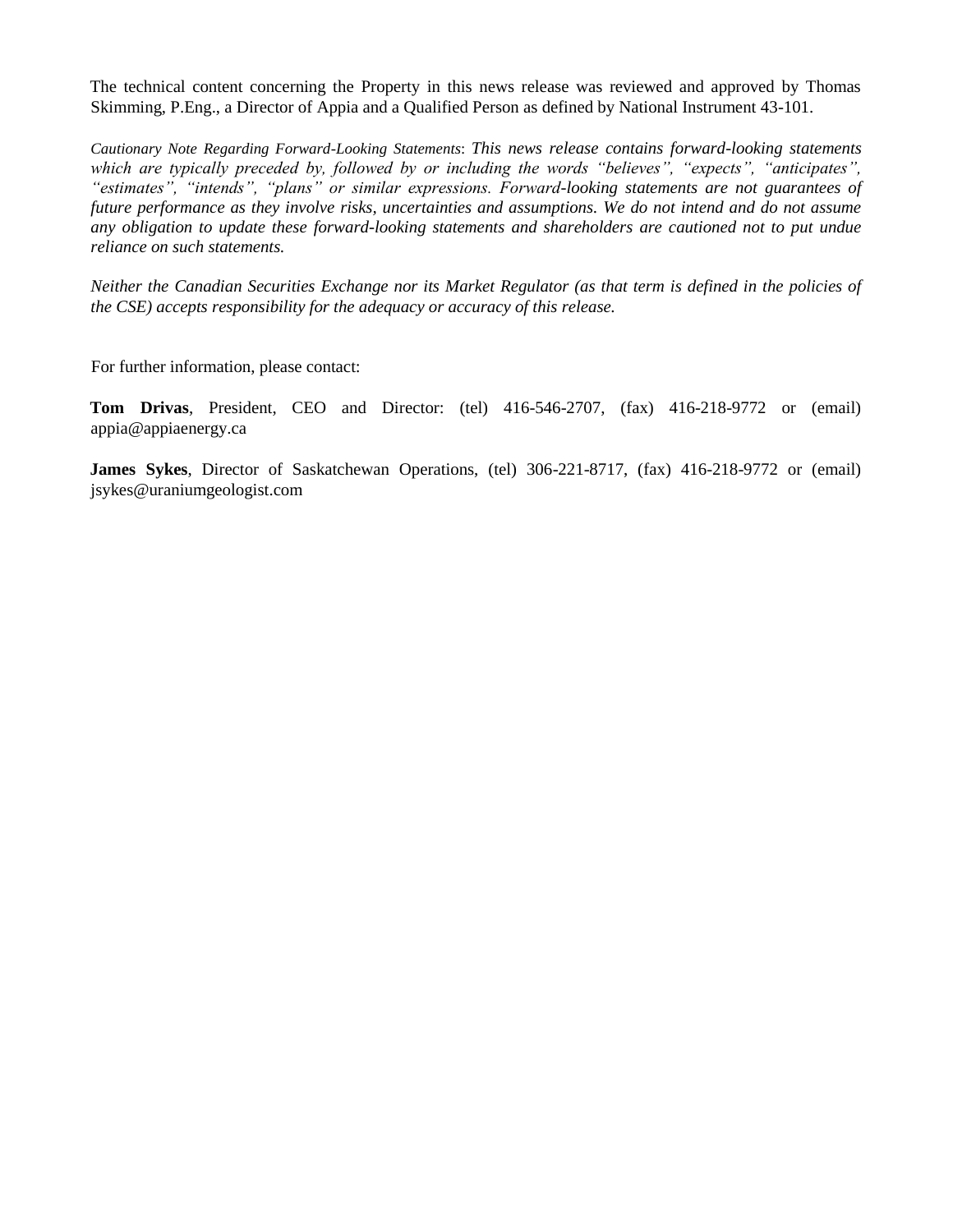The technical content concerning the Property in this news release was reviewed and approved by Thomas Skimming, P.Eng., a Director of Appia and a Qualified Person as defined by National Instrument 43-101.

*Cautionary Note Regarding Forward-Looking Statements*: *This news release contains forward-looking statements which are typically preceded by, followed by or including the words "believes", "expects", "anticipates", "estimates", "intends", "plans" or similar expressions. Forward-looking statements are not guarantees of future performance as they involve risks, uncertainties and assumptions. We do not intend and do not assume any obligation to update these forward-looking statements and shareholders are cautioned not to put undue reliance on such statements.*

*Neither the Canadian Securities Exchange nor its Market Regulator (as that term is defined in the policies of the CSE) accepts responsibility for the adequacy or accuracy of this release.*

For further information, please contact:

**Tom Drivas**, President, CEO and Director: (tel) 416-546-2707, (fax) 416-218-9772 or (email) appia@appiaenergy.ca

**James Sykes**, Director of Saskatchewan Operations, (tel) 306-221-8717, (fax) 416-218-9772 or (email) jsykes@uraniumgeologist.com